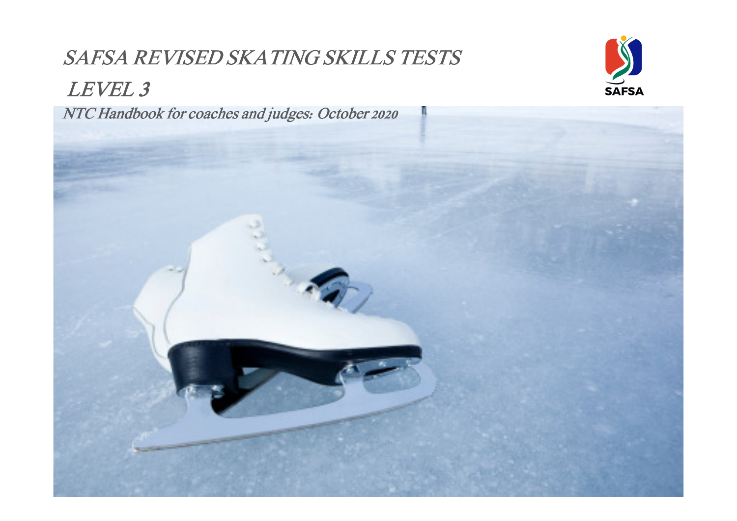# SAFSA REVISED SKATING SKILLS TESTS

## LEVEL 3

*NTC Handbook for coaches and judges: October 2020*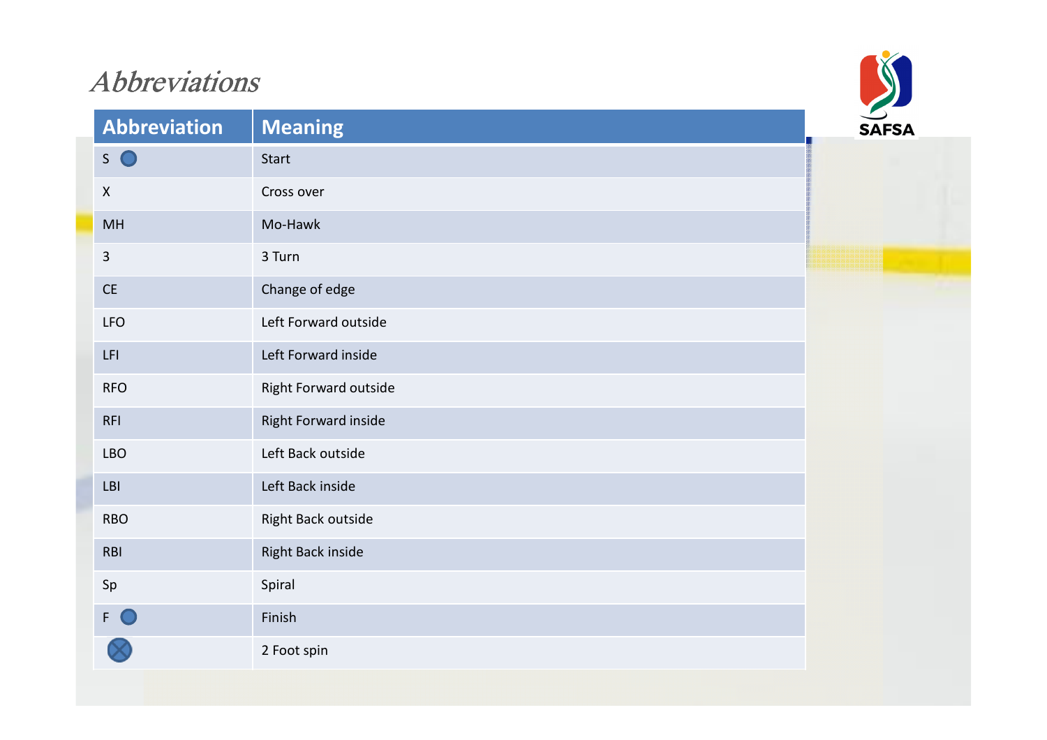# *Abbreviations*

| Abbreviation | Meaning |
|---|---|
| S ● | Start |
| X | Cross over |
| MH | Mo-Hawk |
| 3 | 3 Turn |
| CE | Change of edge |
| LFO | Left Forward outside |
| LFI | Left Forward inside |
| RFO | Right Forward outside |
| RFI | Right Forward inside |
| LBO | Left Back outside |
| LBI | Left Back inside |
| RBO | Right Back outside |
| RBI | Right Back inside |
| Sp | Spiral |
| F ● | Finish |
| ⊗ | 2 Foot spin |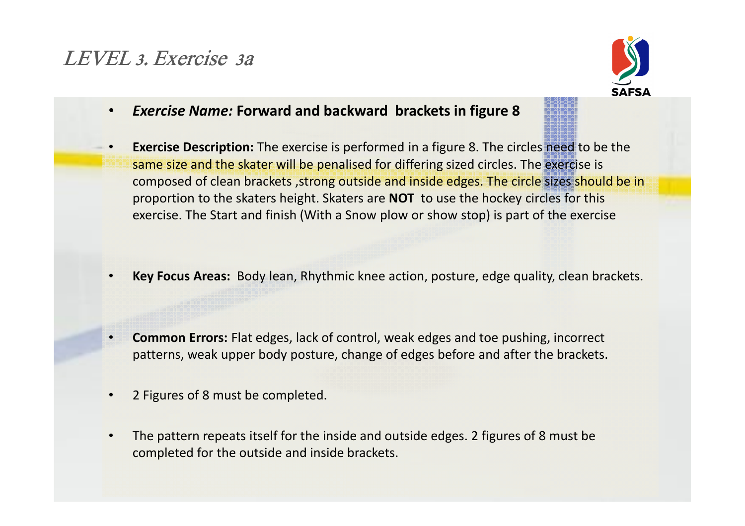# *LEVEL 3. Exercise 3a*

- ***Exercise Name:*** **Forward and backward brackets in figure 8**
- **Exercise Description:** The exercise is performed in a figure 8. The circles need to be the same size and the skater will be penalised for differing sized circles. The exercise is composed of clean brackets ,strong outside and inside edges. The circle sizes should be in proportion to the skaters height. Skaters are **NOT** to use the hockey circles for this exercise. The Start and finish (With a Snow plow or show stop) is part of the exercise
- **Key Focus Areas:** Body lean, Rhythmic knee action, posture, edge quality, clean brackets.
- **Common Errors:** Flat edges, lack of control, weak edges and toe pushing, incorrect patterns, weak upper body posture, change of edges before and after the brackets.
- 2 Figures of 8 must be completed.
- The pattern repeats itself for the inside and outside edges. 2 figures of 8 must be completed for the outside and inside brackets.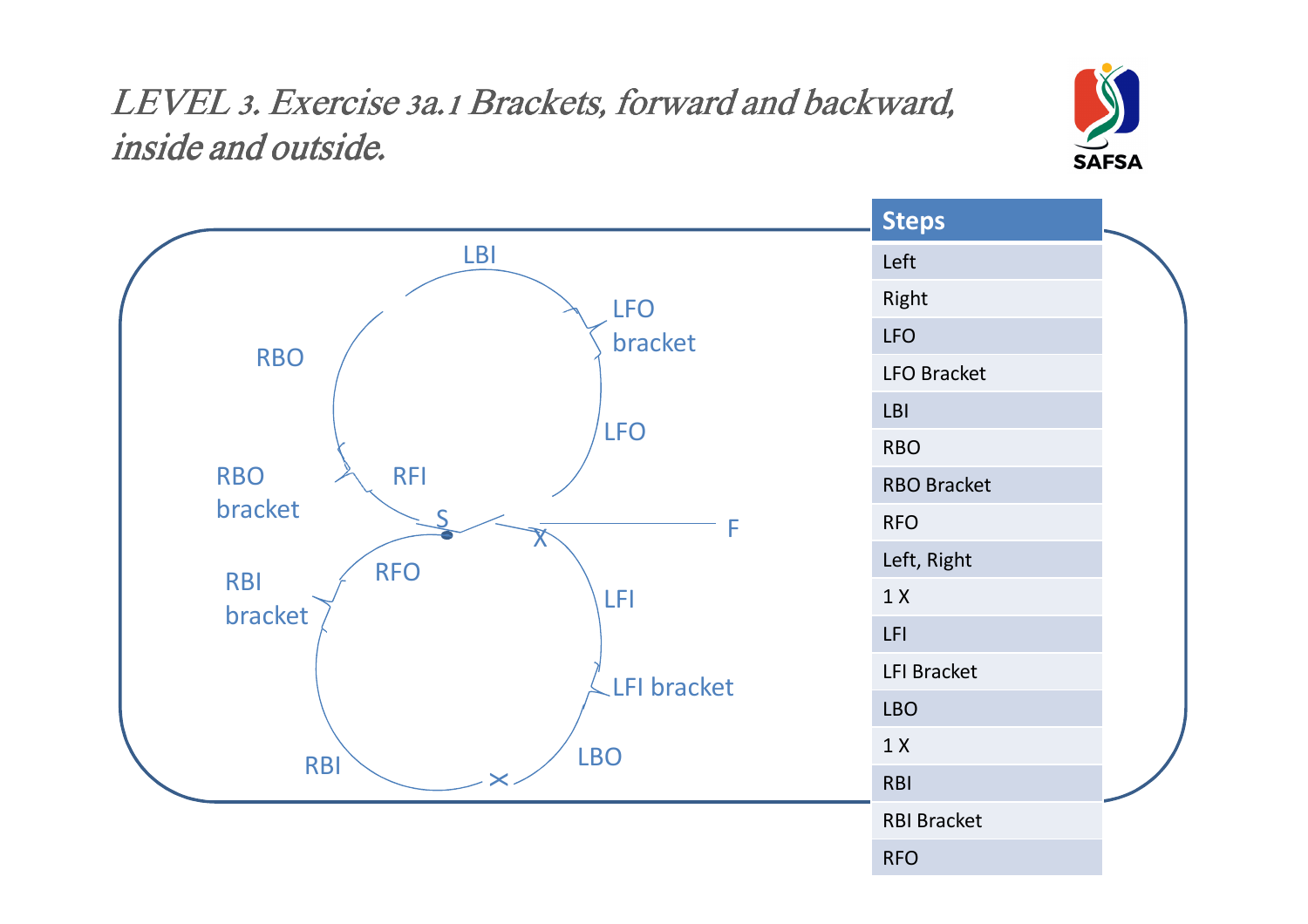# LEVEL 3. Exercise 3a.1 Brackets, forward and backward, inside and outside.

LBI

LFO bracket

RBO

LFO

RBO bracket

RFI

S

X

F

RBI bracket

RFO

LFI

LFI bracket

RBI

LBO

| Steps |
| --- |
| Left |
| Right |
| LFO |
| LFO Bracket |
| LBI |
| RBO |
| RBO Bracket |
| RFO |
| Left, Right |
| 1 X |
| LFI |
| LFI Bracket |
| LBO |
| 1 X |
| RBI |
| RBI Bracket |
| RFO |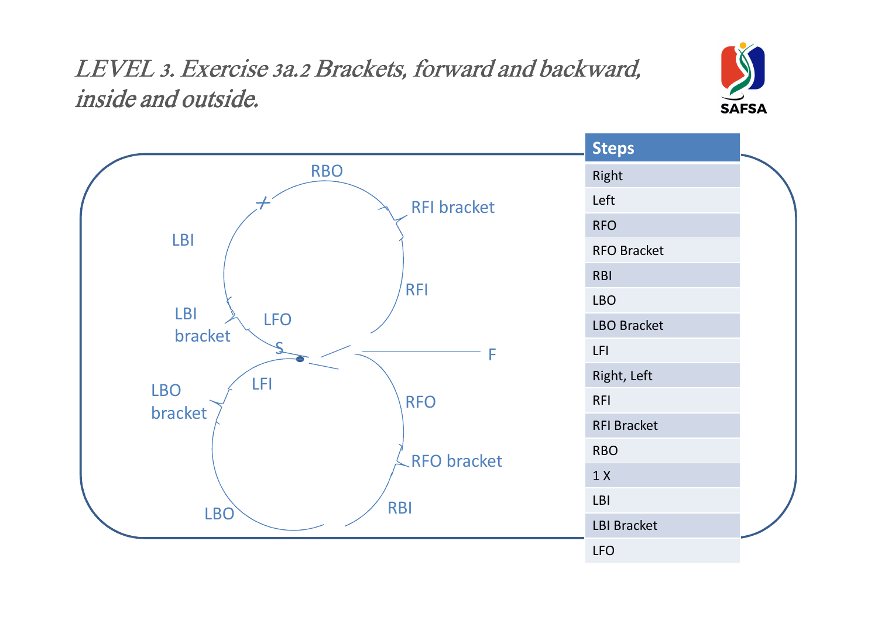# LEVEL 3. Exercise 3a.2 Brackets, forward and backward, inside and outside.

RBO

RFI bracket

LBI

RFI

LBI bracket

LFO

S

F

LBO bracket

LFI

RFO

RFO bracket

LBO

RBI

| Steps |
|---|
| Right |
| Left |
| RFO |
| RFO Bracket |
| RBI |
| LBO |
| LBO Bracket |
| LFI |
| Right, Left |
| RFI |
| RFI Bracket |
| RBO |
| 1 X |
| LBI |
| LBI Bracket |
| LFO |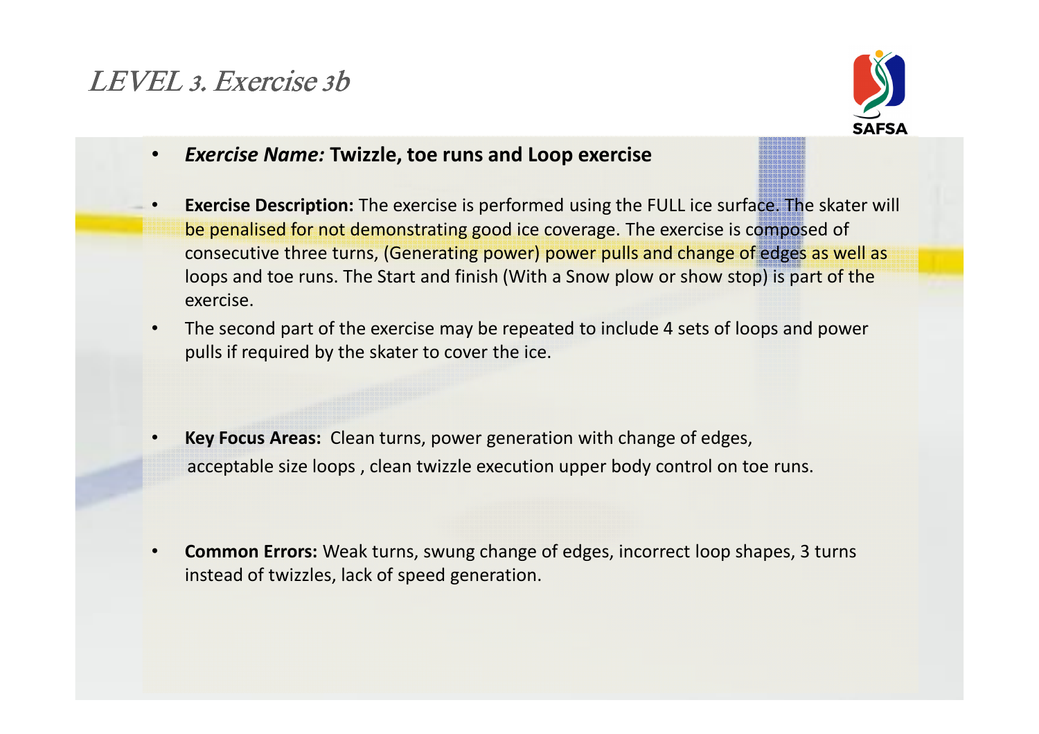# LEVEL 3. Exercise 3b

- ***Exercise Name:*** **Twizzle, toe runs and Loop exercise**
- **Exercise Description:** The exercise is performed using the FULL ice surface. The skater will be penalised for not demonstrating good ice coverage. The exercise is composed of consecutive three turns, (Generating power) power pulls and change of edges as well as loops and toe runs. The Start and finish (With a Snow plow or show stop) is part of the exercise.
- The second part of the exercise may be repeated to include 4 sets of loops and power pulls if required by the skater to cover the ice.
- **Key Focus Areas:** Clean turns, power generation with change of edges, acceptable size loops , clean twizzle execution upper body control on toe runs.
- **Common Errors:** Weak turns, swung change of edges, incorrect loop shapes, 3 turns instead of twizzles, lack of speed generation.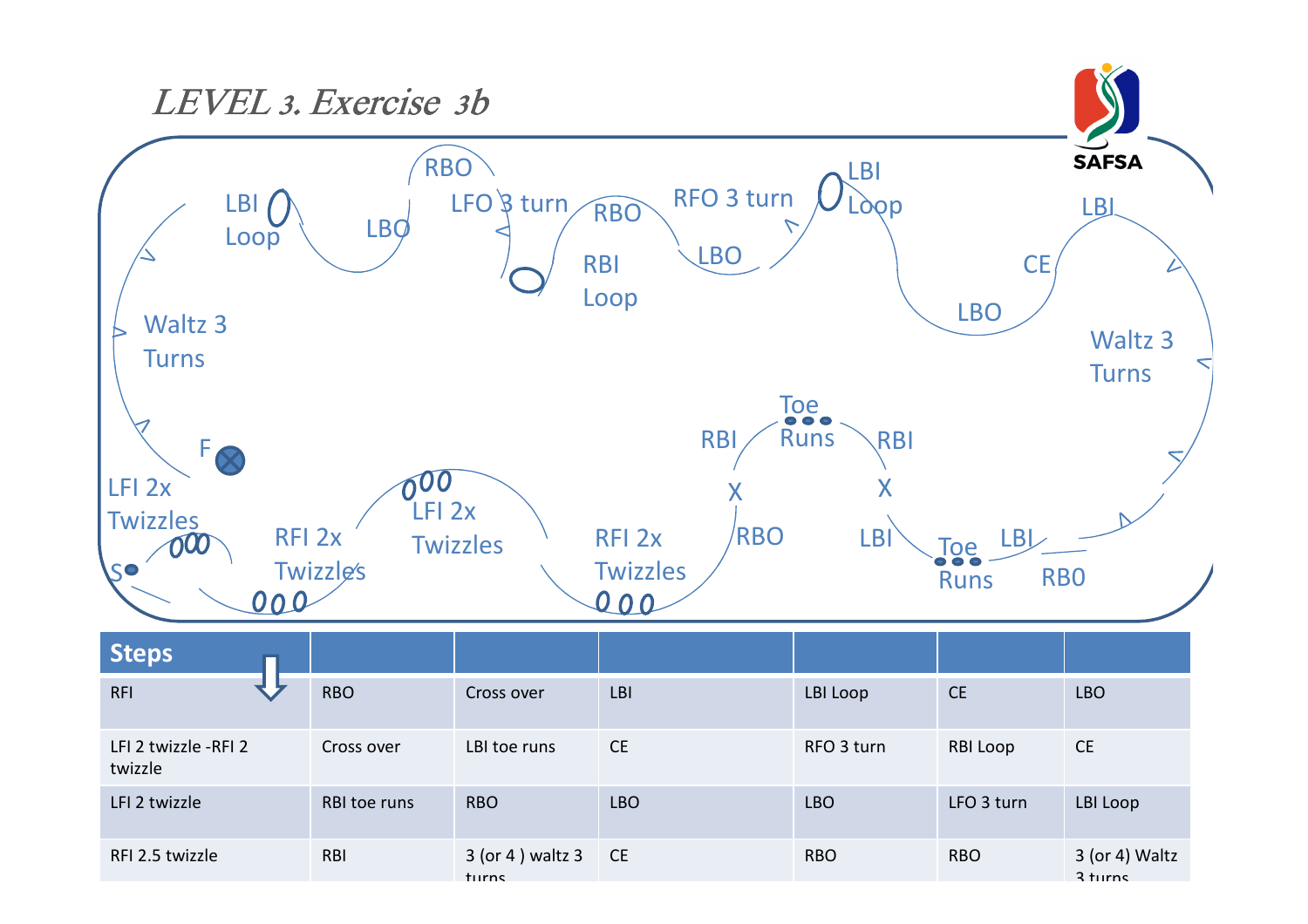# *LEVEL 3. Exercise 3b*

SAFSA

LBI Loop, LBO, RBO, LFO 3 turn, RBO, RBI Loop, RFO 3 turn, LBO, LBI Loop, LBI, CE, LBO, Waltz 3 Turns, Waltz 3 Turns, F, LFI 2x Twizzles, S, RFI 2x Twizzles, LFI 2x Twizzles, RFI 2x Twizzles, RBI, Toe Runs, RBI, X, X, RBO, LBI, Toe Runs, LBI, RB0

| Steps | | | | | | |
|---|---|---|---|---|---|---|
| RFI | RBO | Cross over | LBI | LBI Loop | CE | LBO |
| LFI 2 twizzle -RFI 2 twizzle | Cross over | LBI toe runs | CE | RFO 3 turn | RBI Loop | CE |
| LFI 2 twizzle | RBI toe runs | RBO | LBO | LBO | LFO 3 turn | LBI Loop |
| RFI 2.5 twizzle | RBI | 3 (or 4 ) waltz 3 turns | CE | RBO | RBO | 3 (or 4) Waltz 3 turns |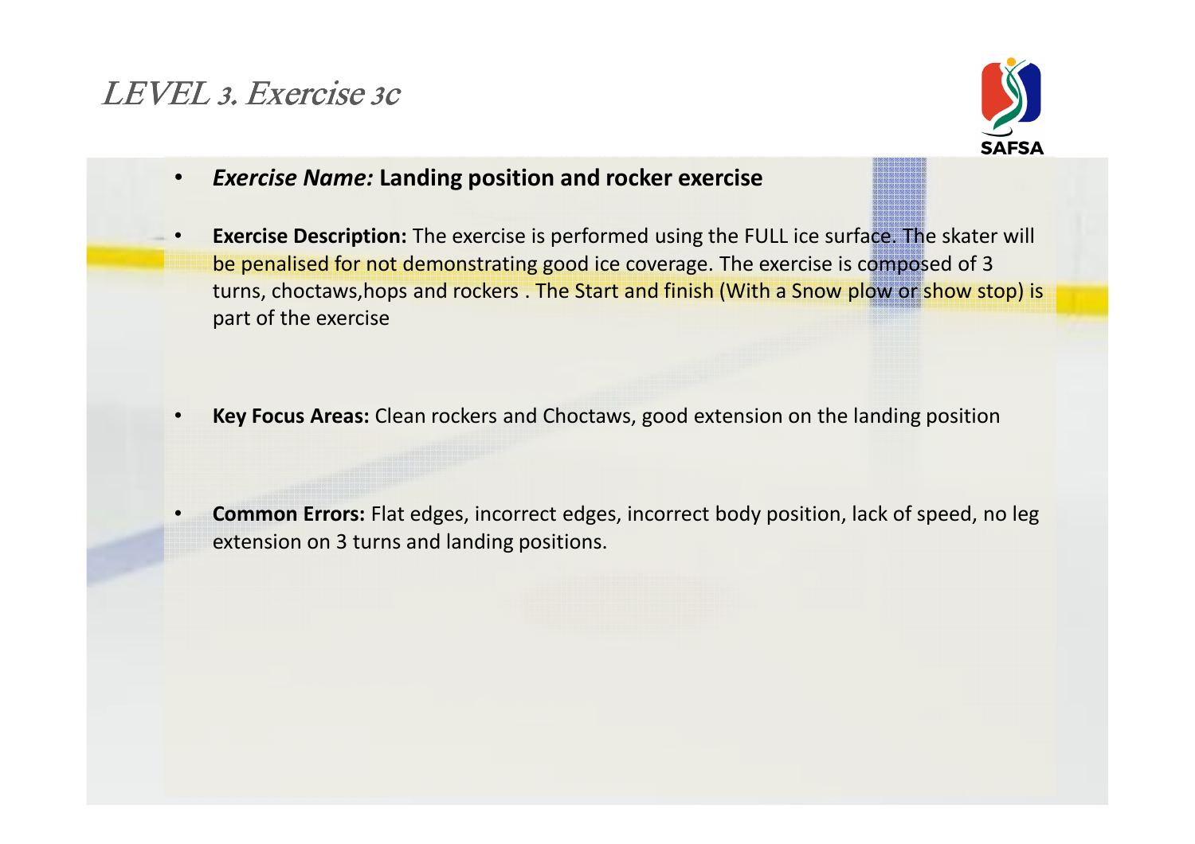# LEVEL 3. Exercise 3c

- ***Exercise Name:*** **Landing position and rocker exercise**

- **Exercise Description:** The exercise is performed using the FULL ice surface. The skater will be penalised for not demonstrating good ice coverage. The exercise is composed of 3 turns, choctaws,hops and rockers . The Start and finish (With a Snow plow or show stop) is part of the exercise

- **Key Focus Areas:** Clean rockers and Choctaws, good extension on the landing position

- **Common Errors:** Flat edges, incorrect edges, incorrect body position, lack of speed, no leg extension on 3 turns and landing positions.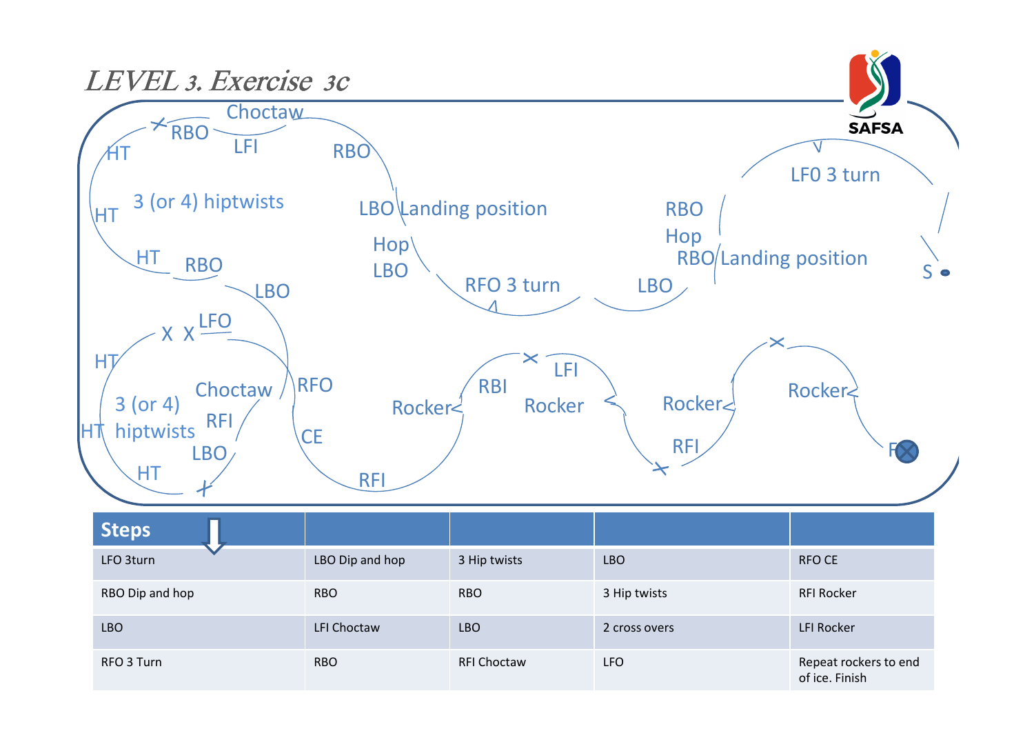# LEVEL 3. Exercise 3c

Choctaw

RBO

LFI

RBO

HT

3 (or 4) hiptwists

HT

HT

RBO

LBO Landing position

Hop

LBO

RFO 3 turn

LFO 3 turn

RBO

Hop

RBO Landing position

LBO

S

LBO

LFO

X X

HT

Choctaw

3 (or 4)

RFI

HT hiptwists

LBO

HT

RFO

CE

RFI

Rocker

RBI

LFI

Rocker

Rocker

RFI

Rocker

F

| Steps | | | | |
|---|---|---|---|---|
| LFO 3turn | LBO Dip and hop | 3 Hip twists | LBO | RFO CE |
| RBO Dip and hop | RBO | RBO | 3 Hip twists | RFI Rocker |
| LBO | LFI Choctaw | LBO | 2 cross overs | LFI Rocker |
| RFO 3 Turn | RBO | RFI Choctaw | LFO | Repeat rockers to end of ice. Finish |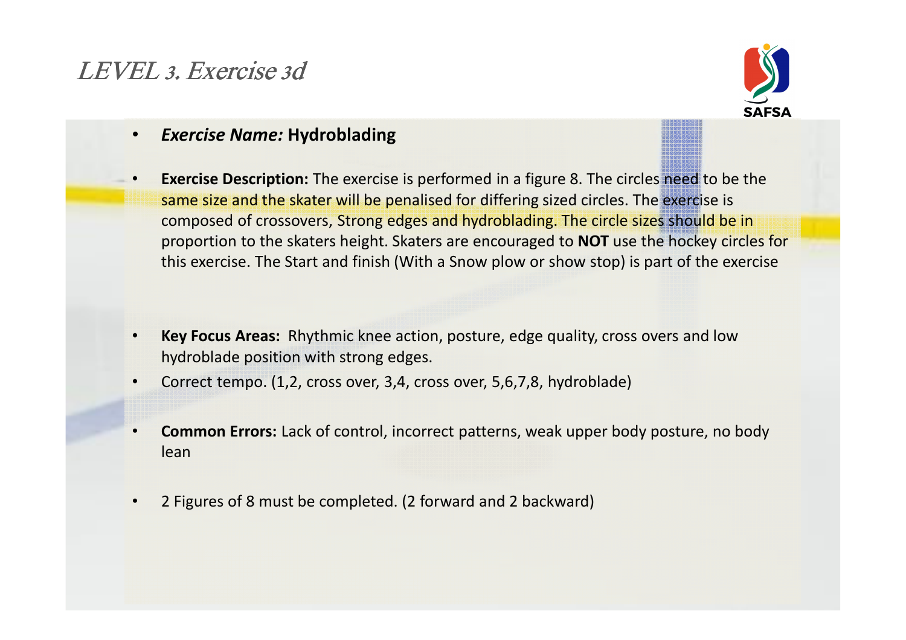# LEVEL 3. Exercise 3d

- ***Exercise Name:*** **Hydroblading**
- **Exercise Description:** The exercise is performed in a figure 8. The circles need to be the same size and the skater will be penalised for differing sized circles. The exercise is composed of crossovers, Strong edges and hydroblading. The circle sizes should be in proportion to the skaters height. Skaters are encouraged to **NOT** use the hockey circles for this exercise. The Start and finish (With a Snow plow or show stop) is part of the exercise
- **Key Focus Areas:** Rhythmic knee action, posture, edge quality, cross overs and low hydroblade position with strong edges.
- Correct tempo. (1,2, cross over, 3,4, cross over, 5,6,7,8, hydroblade)
- **Common Errors:** Lack of control, incorrect patterns, weak upper body posture, no body lean
- 2 Figures of 8 must be completed. (2 forward and 2 backward)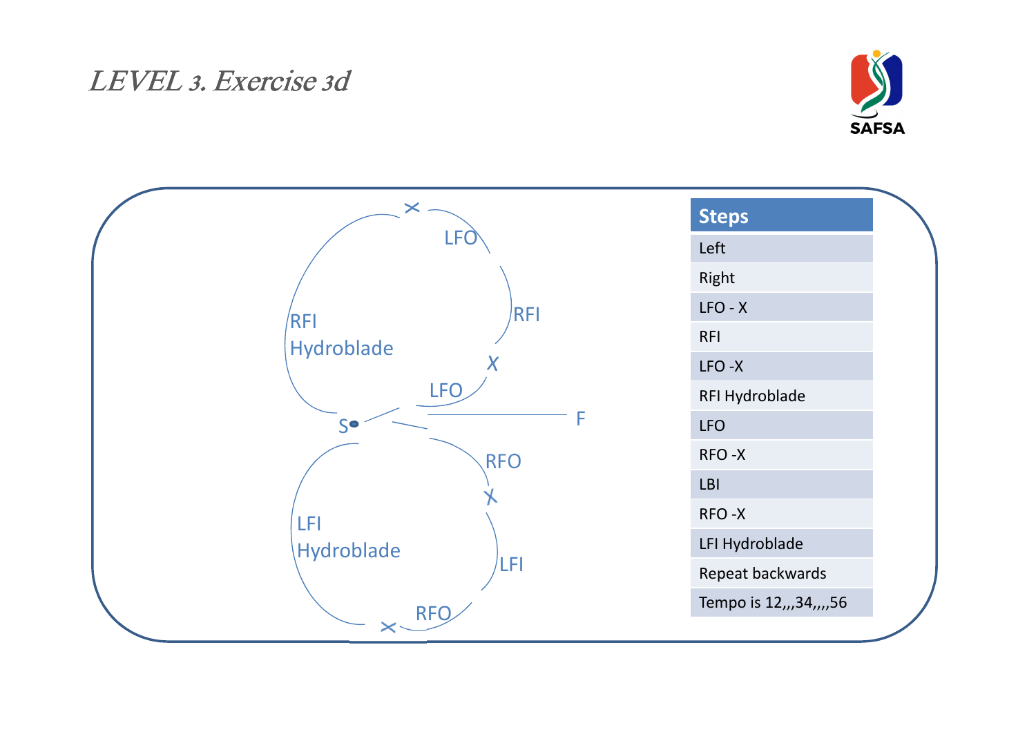# LEVEL 3. Exercise 3d

RFI Hydroblade

LFO

RFI

X

LFO

S

F

RFO

X

LFI Hydroblade

LFI

RFO

| Steps |
| --- |
| Left |
| Right |
| LFO - X |
| RFI |
| LFO -X |
| RFI Hydroblade |
| LFO |
| RFO -X |
| LBI |
| RFO -X |
| LFI Hydroblade |
| Repeat backwards |
| Tempo is 12,,,34,,,,56 |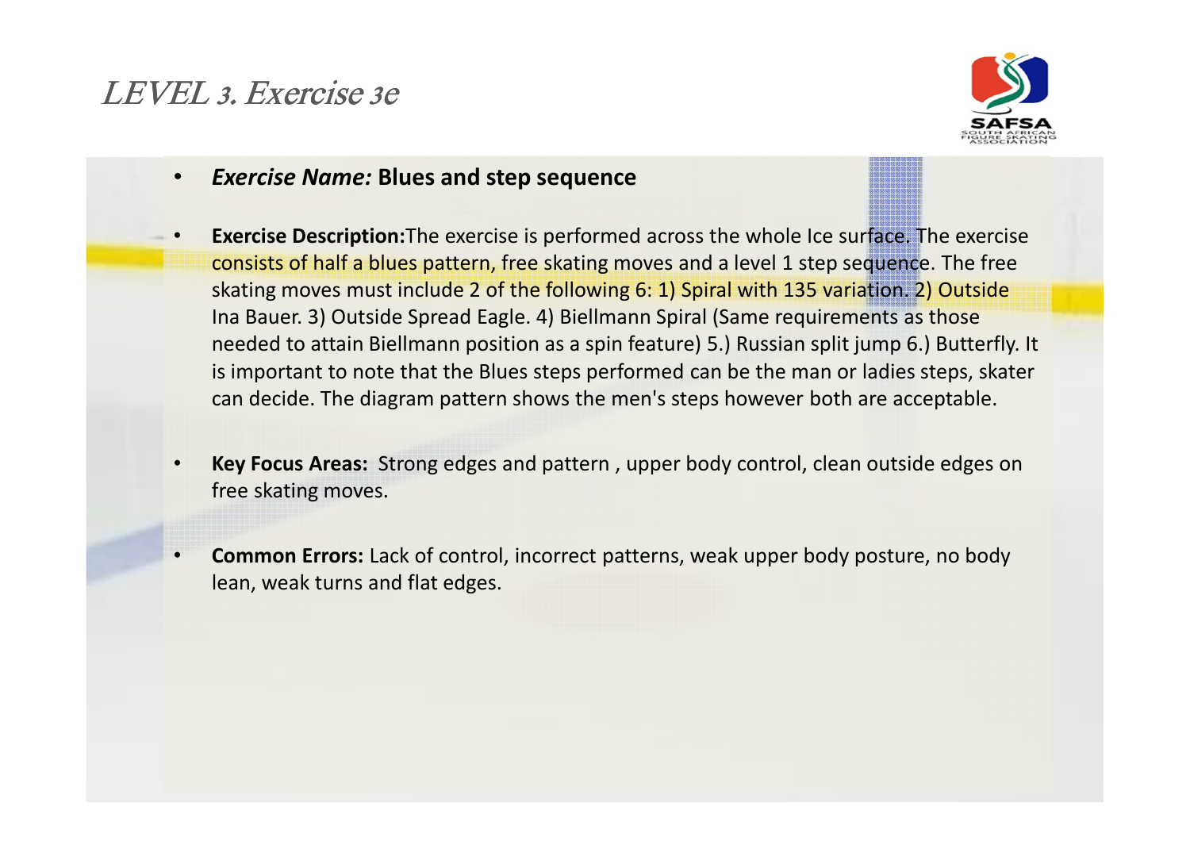# LEVEL 3. Exercise 3e

- ***Exercise Name:*** **Blues and step sequence**

- **Exercise Description:**The exercise is performed across the whole Ice surface. The exercise consists of half a blues pattern, free skating moves and a level 1 step sequence. The free skating moves must include 2 of the following 6: 1) Spiral with 135 variation. 2) Outside Ina Bauer. 3) Outside Spread Eagle. 4) Biellmann Spiral (Same requirements as those needed to attain Biellmann position as a spin feature) 5.) Russian split jump 6.) Butterfly. It is important to note that the Blues steps performed can be the man or ladies steps, skater can decide. The diagram pattern shows the men's steps however both are acceptable.

- **Key Focus Areas:** Strong edges and pattern , upper body control, clean outside edges on free skating moves.

- **Common Errors:** Lack of control, incorrect patterns, weak upper body posture, no body lean, weak turns and flat edges.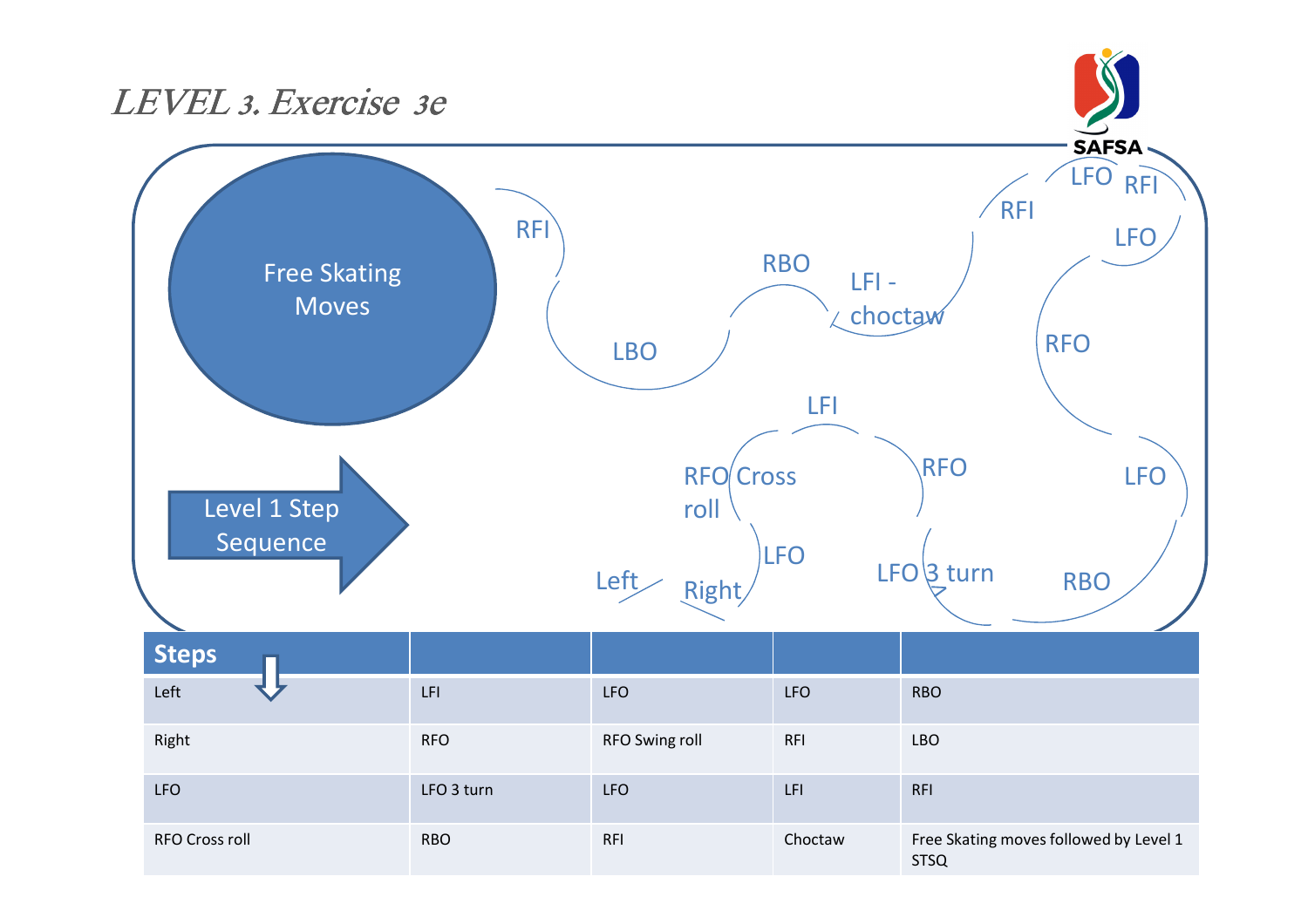# LEVEL 3. Exercise 3e

Free Skating Moves

Level 1 Step Sequence

RFI
LBO
RBO
LFI - choctaw
RFI
LFO
RFI
LFO
RFO
LFO
RBO
LFO 3 turn
RFO
LFI
RFO Cross roll
LFO
Left
Right

| Steps | | | | |
|---|---|---|---|---|
| Left | LFI | LFO | LFO | RBO |
| Right | RFO | RFO Swing roll | RFI | LBO |
| LFO | LFO 3 turn | LFO | LFI | RFI |
| RFO Cross roll | RBO | RFI | Choctaw | Free Skating moves followed by Level 1 STSQ |